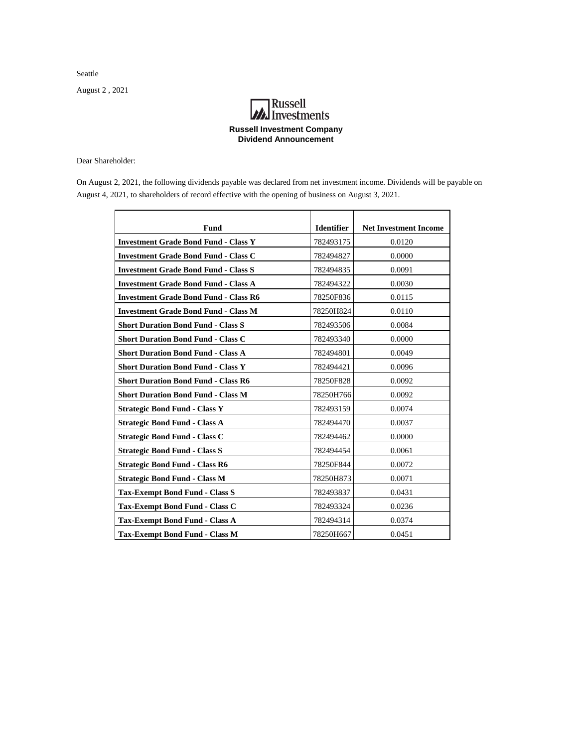Seattle

August 2 , 2021

**Russell Investments**

**Russell Investment Company**
**Dividend Announcement**

Dear Shareholder:

On August 2, 2021, the following dividends payable was declared from net investment income. Dividends will be payable on August 4, 2021, to shareholders of record effective with the opening of business on August 3, 2021.

| Fund | Identifier | Net Investment Income |
|---|---|---|
| **Investment Grade Bond Fund - Class Y** | 782493175 | 0.0120 |
| **Investment Grade Bond Fund - Class C** | 782494827 | 0.0000 |
| **Investment Grade Bond Fund - Class S** | 782494835 | 0.0091 |
| **Investment Grade Bond Fund - Class A** | 782494322 | 0.0030 |
| **Investment Grade Bond Fund - Class R6** | 78250F836 | 0.0115 |
| **Investment Grade Bond Fund - Class M** | 78250H824 | 0.0110 |
| **Short Duration Bond Fund - Class S** | 782493506 | 0.0084 |
| **Short Duration Bond Fund - Class C** | 782493340 | 0.0000 |
| **Short Duration Bond Fund - Class A** | 782494801 | 0.0049 |
| **Short Duration Bond Fund - Class Y** | 782494421 | 0.0096 |
| **Short Duration Bond Fund - Class R6** | 78250F828 | 0.0092 |
| **Short Duration Bond Fund - Class M** | 78250H766 | 0.0092 |
| **Strategic Bond Fund - Class Y** | 782493159 | 0.0074 |
| **Strategic Bond Fund - Class A** | 782494470 | 0.0037 |
| **Strategic Bond Fund - Class C** | 782494462 | 0.0000 |
| **Strategic Bond Fund - Class S** | 782494454 | 0.0061 |
| **Strategic Bond Fund - Class R6** | 78250F844 | 0.0072 |
| **Strategic Bond Fund - Class M** | 78250H873 | 0.0071 |
| **Tax-Exempt Bond Fund - Class S** | 782493837 | 0.0431 |
| **Tax-Exempt Bond Fund - Class C** | 782493324 | 0.0236 |
| **Tax-Exempt Bond Fund - Class A** | 782494314 | 0.0374 |
| **Tax-Exempt Bond Fund - Class M** | 78250H667 | 0.0451 |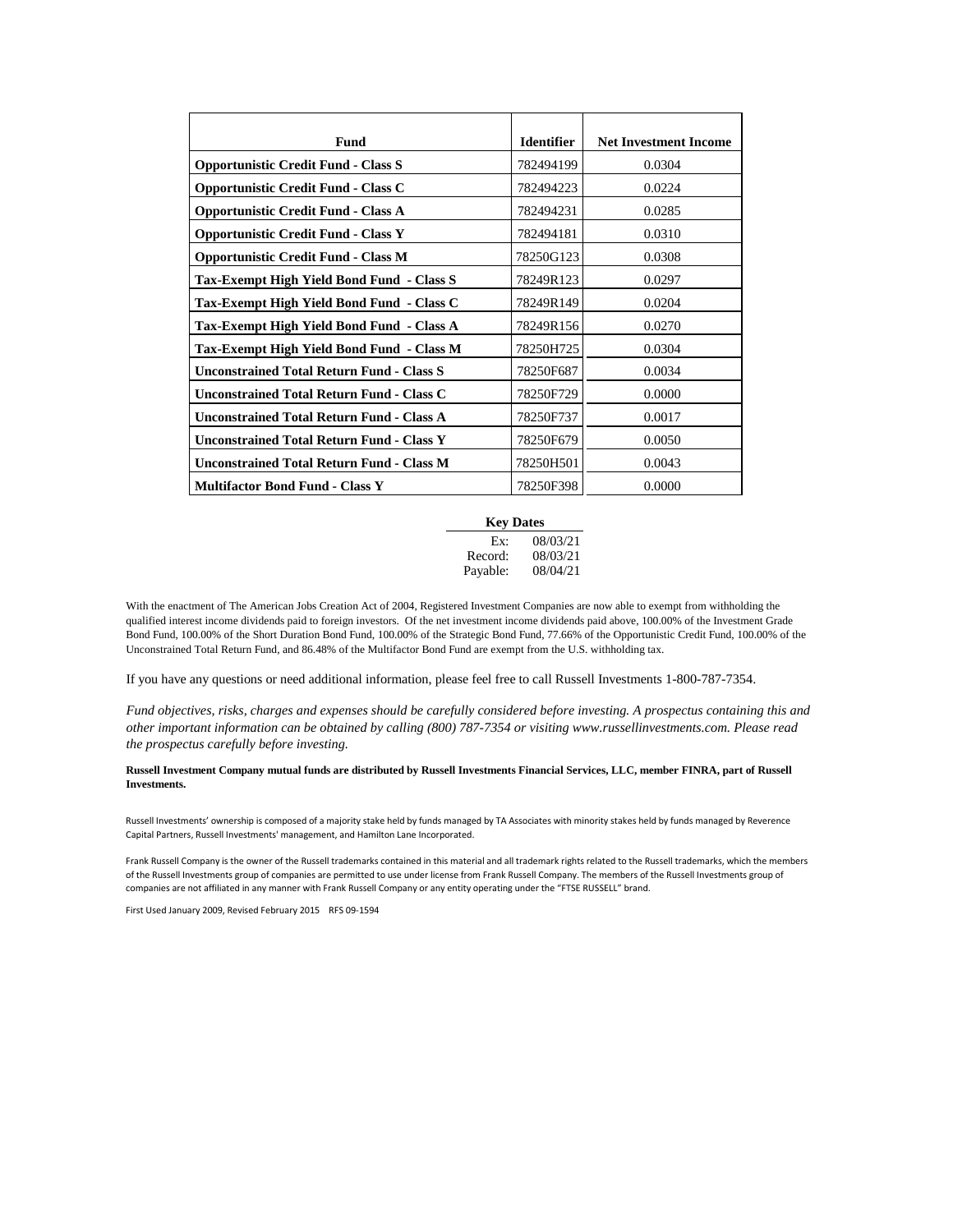| Fund | Identifier | Net Investment Income |
|---|---|---|
| **Opportunistic Credit Fund - Class S** | 782494199 | 0.0304 |
| **Opportunistic Credit Fund - Class C** | 782494223 | 0.0224 |
| **Opportunistic Credit Fund - Class A** | 782494231 | 0.0285 |
| **Opportunistic Credit Fund - Class Y** | 782494181 | 0.0310 |
| **Opportunistic Credit Fund - Class M** | 78250G123 | 0.0308 |
| **Tax-Exempt High Yield Bond Fund - Class S** | 78249R123 | 0.0297 |
| **Tax-Exempt High Yield Bond Fund - Class C** | 78249R149 | 0.0204 |
| **Tax-Exempt High Yield Bond Fund - Class A** | 78249R156 | 0.0270 |
| **Tax-Exempt High Yield Bond Fund - Class M** | 78250H725 | 0.0304 |
| **Unconstrained Total Return Fund - Class S** | 78250F687 | 0.0034 |
| **Unconstrained Total Return Fund - Class C** | 78250F729 | 0.0000 |
| **Unconstrained Total Return Fund - Class A** | 78250F737 | 0.0017 |
| **Unconstrained Total Return Fund - Class Y** | 78250F679 | 0.0050 |
| **Unconstrained Total Return Fund - Class M** | 78250H501 | 0.0043 |
| **Multifactor Bond Fund - Class Y** | 78250F398 | 0.0000 |

**Key Dates**

| | |
|---|---|
| Ex: | 08/03/21 |
| Record: | 08/03/21 |
| Payable: | 08/04/21 |

With the enactment of The American Jobs Creation Act of 2004, Registered Investment Companies are now able to exempt from withholding the qualified interest income dividends paid to foreign investors. Of the net investment income dividends paid above, 100.00% of the Investment Grade Bond Fund, 100.00% of the Short Duration Bond Fund, 100.00% of the Strategic Bond Fund, 77.66% of the Opportunistic Credit Fund, 100.00% of the Unconstrained Total Return Fund, and 86.48% of the Multifactor Bond Fund are exempt from the U.S. withholding tax.

If you have any questions or need additional information, please feel free to call Russell Investments 1-800-787-7354.

*Fund objectives, risks, charges and expenses should be carefully considered before investing. A prospectus containing this and other important information can be obtained by calling (800) 787-7354 or visiting www.russellinvestments.com. Please read the prospectus carefully before investing.*

**Russell Investment Company mutual funds are distributed by Russell Investments Financial Services, LLC, member FINRA, part of Russell Investments.**

Russell Investments' ownership is composed of a majority stake held by funds managed by TA Associates with minority stakes held by funds managed by Reverence Capital Partners, Russell Investments' management, and Hamilton Lane Incorporated.

Frank Russell Company is the owner of the Russell trademarks contained in this material and all trademark rights related to the Russell trademarks, which the members of the Russell Investments group of companies are permitted to use under license from Frank Russell Company. The members of the Russell Investments group of companies are not affiliated in any manner with Frank Russell Company or any entity operating under the "FTSE RUSSELL" brand.

First Used January 2009, Revised February 2015 RFS 09-1594